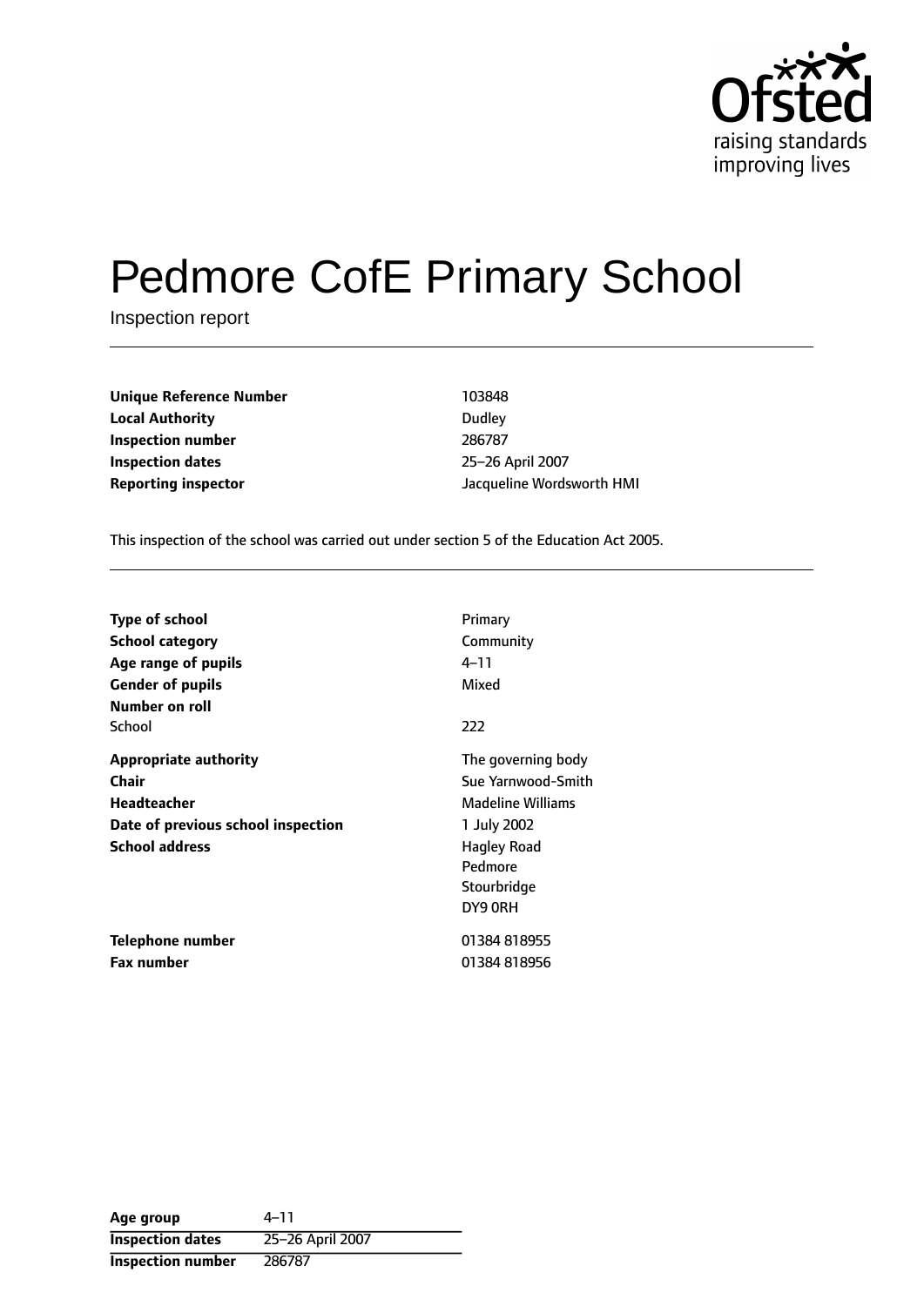# Pedmore CofE Primary School

Inspection report

| | |
|---|---|
| **Unique Reference Number** | 103848 |
| **Local Authority** | Dudley |
| **Inspection number** | 286787 |
| **Inspection dates** | 25–26 April 2007 |
| **Reporting inspector** | Jacqueline Wordsworth HMI |

This inspection of the school was carried out under section 5 of the Education Act 2005.

| | |
|---|---|
| **Type of school** | Primary |
| **School category** | Community |
| **Age range of pupils** | 4–11 |
| **Gender of pupils** | Mixed |
| **Number on roll** | |
| School | 222 |
| **Appropriate authority** | The governing body |
| **Chair** | Sue Yarnwood-Smith |
| **Headteacher** | Madeline Williams |
| **Date of previous school inspection** | 1 July 2002 |
| **School address** | Hagley Road<br>Pedmore<br>Stourbridge<br>DY9 0RH |
| **Telephone number** | 01384 818955 |
| **Fax number** | 01384 818956 |

| | |
|---|---|
| **Age group** | 4–11 |
| **Inspection dates** | 25–26 April 2007 |
| **Inspection number** | 286787 |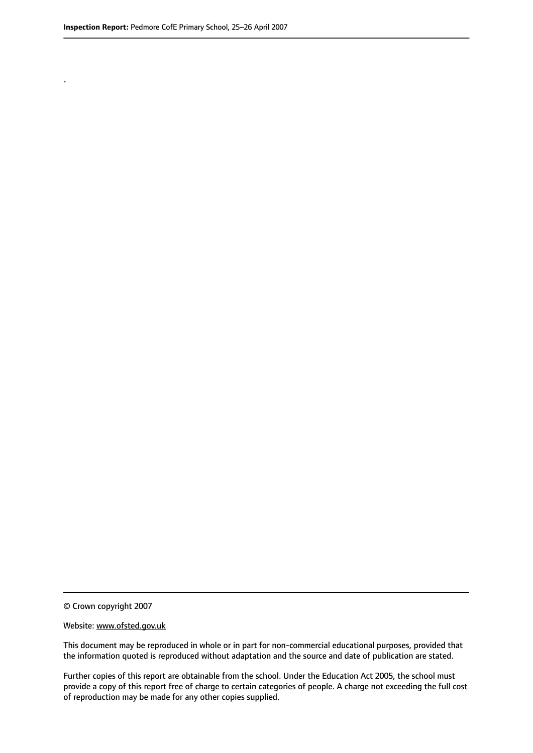.

© Crown copyright 2007

Website: www.ofsted.gov.uk

This document may be reproduced in whole or in part for non-commercial educational purposes, provided that the information quoted is reproduced without adaptation and the source and date of publication are stated.

Further copies of this report are obtainable from the school. Under the Education Act 2005, the school must provide a copy of this report free of charge to certain categories of people. A charge not exceeding the full cost of reproduction may be made for any other copies supplied.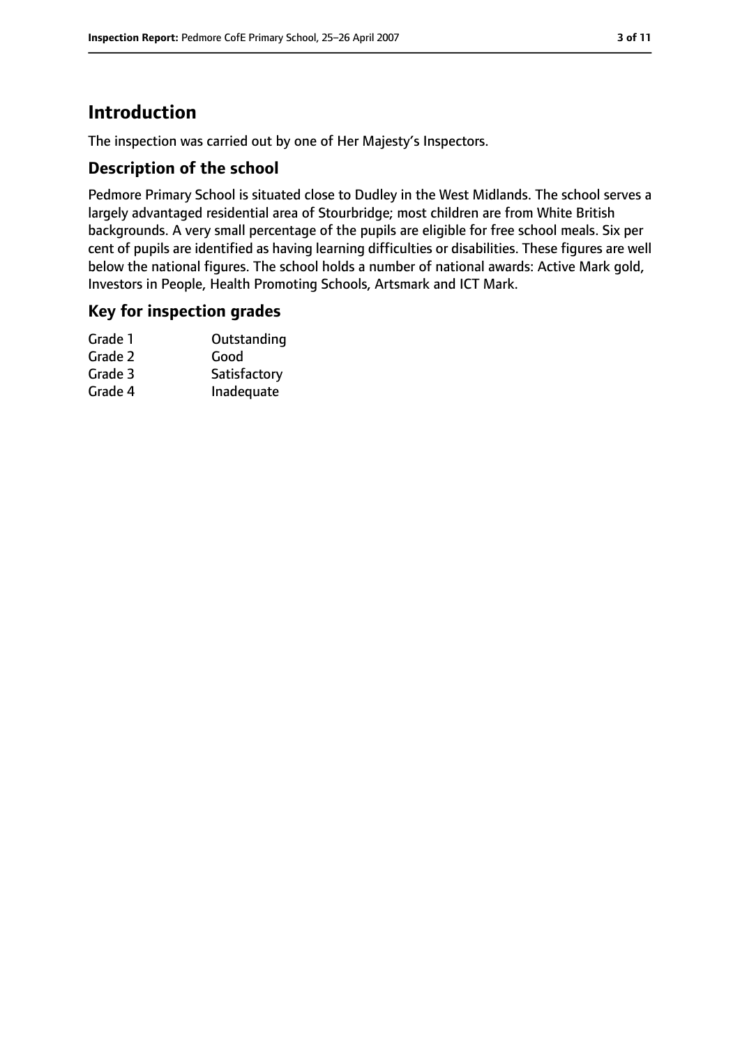# Introduction

The inspection was carried out by one of Her Majesty's Inspectors.

## Description of the school

Pedmore Primary School is situated close to Dudley in the West Midlands. The school serves a largely advantaged residential area of Stourbridge; most children are from White British backgrounds. A very small percentage of the pupils are eligible for free school meals. Six per cent of pupils are identified as having learning difficulties or disabilities. These figures are well below the national figures. The school holds a number of national awards: Active Mark gold, Investors in People, Health Promoting Schools, Artsmark and ICT Mark.

## Key for inspection grades

| | |
|---|---|
| Grade 1 | Outstanding |
| Grade 2 | Good |
| Grade 3 | Satisfactory |
| Grade 4 | Inadequate |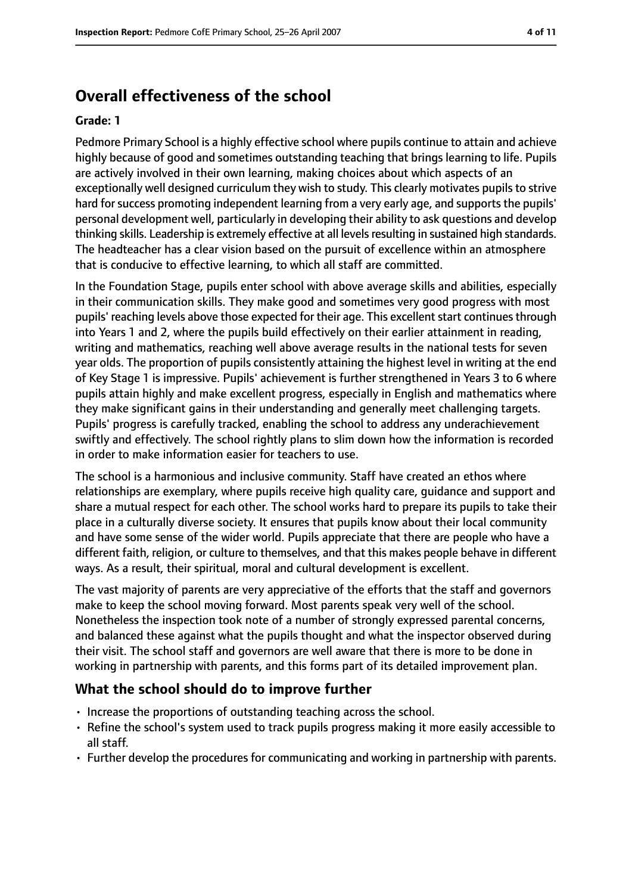## Overall effectiveness of the school

**Grade: 1**

Pedmore Primary School is a highly effective school where pupils continue to attain and achieve highly because of good and sometimes outstanding teaching that brings learning to life. Pupils are actively involved in their own learning, making choices about which aspects of an exceptionally well designed curriculum they wish to study. This clearly motivates pupils to strive hard for success promoting independent learning from a very early age, and supports the pupils' personal development well, particularly in developing their ability to ask questions and develop thinking skills. Leadership is extremely effective at all levels resulting in sustained high standards. The headteacher has a clear vision based on the pursuit of excellence within an atmosphere that is conducive to effective learning, to which all staff are committed.

In the Foundation Stage, pupils enter school with above average skills and abilities, especially in their communication skills. They make good and sometimes very good progress with most pupils' reaching levels above those expected for their age. This excellent start continues through into Years 1 and 2, where the pupils build effectively on their earlier attainment in reading, writing and mathematics, reaching well above average results in the national tests for seven year olds. The proportion of pupils consistently attaining the highest level in writing at the end of Key Stage 1 is impressive. Pupils' achievement is further strengthened in Years 3 to 6 where pupils attain highly and make excellent progress, especially in English and mathematics where they make significant gains in their understanding and generally meet challenging targets. Pupils' progress is carefully tracked, enabling the school to address any underachievement swiftly and effectively. The school rightly plans to slim down how the information is recorded in order to make information easier for teachers to use.

The school is a harmonious and inclusive community. Staff have created an ethos where relationships are exemplary, where pupils receive high quality care, guidance and support and share a mutual respect for each other. The school works hard to prepare its pupils to take their place in a culturally diverse society. It ensures that pupils know about their local community and have some sense of the wider world. Pupils appreciate that there are people who have a different faith, religion, or culture to themselves, and that this makes people behave in different ways. As a result, their spiritual, moral and cultural development is excellent.

The vast majority of parents are very appreciative of the efforts that the staff and governors make to keep the school moving forward. Most parents speak very well of the school. Nonetheless the inspection took note of a number of strongly expressed parental concerns, and balanced these against what the pupils thought and what the inspector observed during their visit. The school staff and governors are well aware that there is more to be done in working in partnership with parents, and this forms part of its detailed improvement plan.

### What the school should do to improve further

- Increase the proportions of outstanding teaching across the school.
- Refine the school's system used to track pupils progress making it more easily accessible to all staff.
- Further develop the procedures for communicating and working in partnership with parents.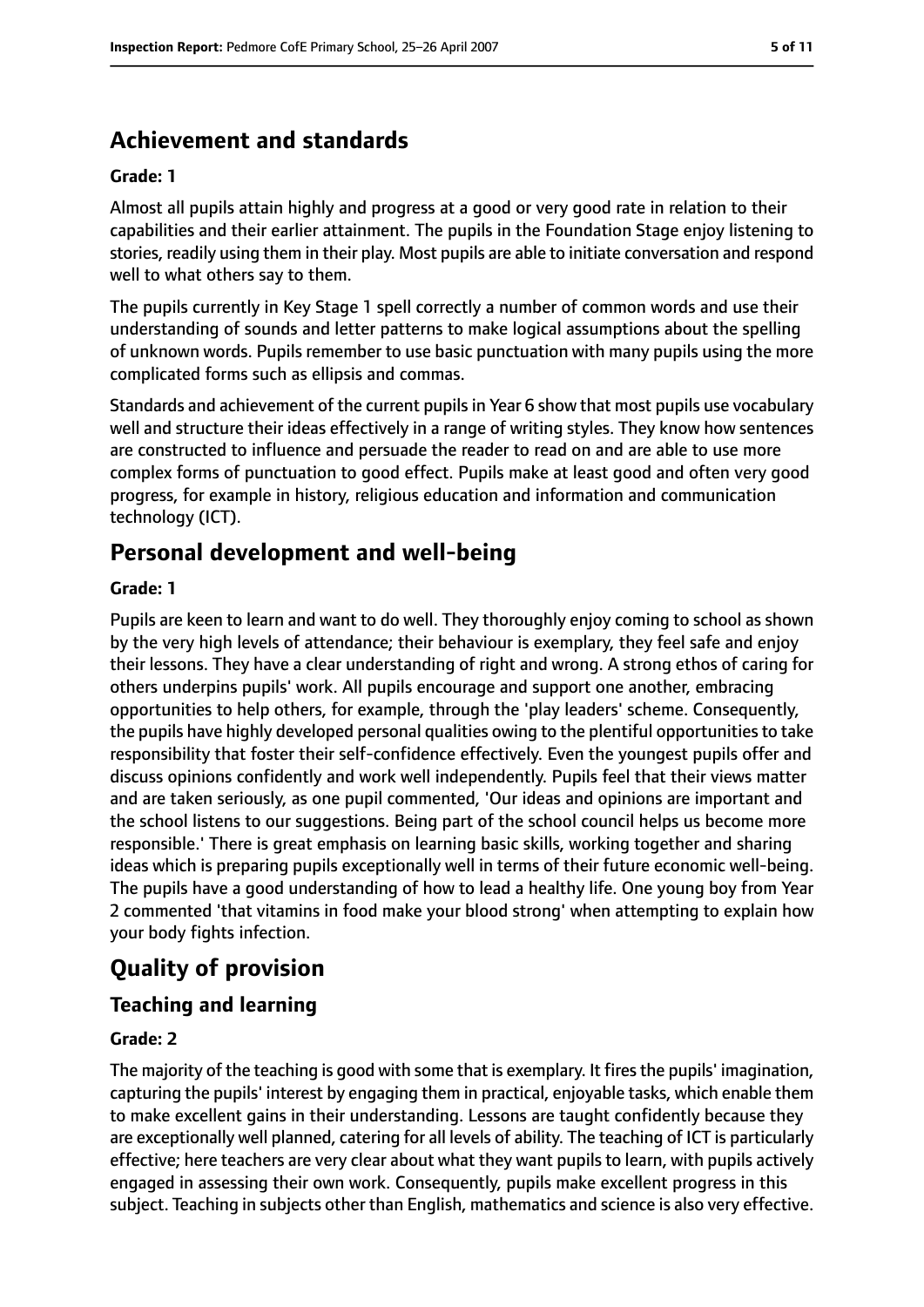## Achievement and standards

**Grade: 1**

Almost all pupils attain highly and progress at a good or very good rate in relation to their capabilities and their earlier attainment. The pupils in the Foundation Stage enjoy listening to stories, readily using them in their play. Most pupils are able to initiate conversation and respond well to what others say to them.

The pupils currently in Key Stage 1 spell correctly a number of common words and use their understanding of sounds and letter patterns to make logical assumptions about the spelling of unknown words. Pupils remember to use basic punctuation with many pupils using the more complicated forms such as ellipsis and commas.

Standards and achievement of the current pupils in Year 6 show that most pupils use vocabulary well and structure their ideas effectively in a range of writing styles. They know how sentences are constructed to influence and persuade the reader to read on and are able to use more complex forms of punctuation to good effect. Pupils make at least good and often very good progress, for example in history, religious education and information and communication technology (ICT).

## Personal development and well-being

**Grade: 1**

Pupils are keen to learn and want to do well. They thoroughly enjoy coming to school as shown by the very high levels of attendance; their behaviour is exemplary, they feel safe and enjoy their lessons. They have a clear understanding of right and wrong. A strong ethos of caring for others underpins pupils' work. All pupils encourage and support one another, embracing opportunities to help others, for example, through the 'play leaders' scheme. Consequently, the pupils have highly developed personal qualities owing to the plentiful opportunities to take responsibility that foster their self-confidence effectively. Even the youngest pupils offer and discuss opinions confidently and work well independently. Pupils feel that their views matter and are taken seriously, as one pupil commented, 'Our ideas and opinions are important and the school listens to our suggestions. Being part of the school council helps us become more responsible.' There is great emphasis on learning basic skills, working together and sharing ideas which is preparing pupils exceptionally well in terms of their future economic well-being. The pupils have a good understanding of how to lead a healthy life. One young boy from Year 2 commented 'that vitamins in food make your blood strong' when attempting to explain how your body fights infection.

# Quality of provision

## Teaching and learning

**Grade: 2**

The majority of the teaching is good with some that is exemplary. It fires the pupils' imagination, capturing the pupils' interest by engaging them in practical, enjoyable tasks, which enable them to make excellent gains in their understanding. Lessons are taught confidently because they are exceptionally well planned, catering for all levels of ability. The teaching of ICT is particularly effective; here teachers are very clear about what they want pupils to learn, with pupils actively engaged in assessing their own work. Consequently, pupils make excellent progress in this subject. Teaching in subjects other than English, mathematics and science is also very effective.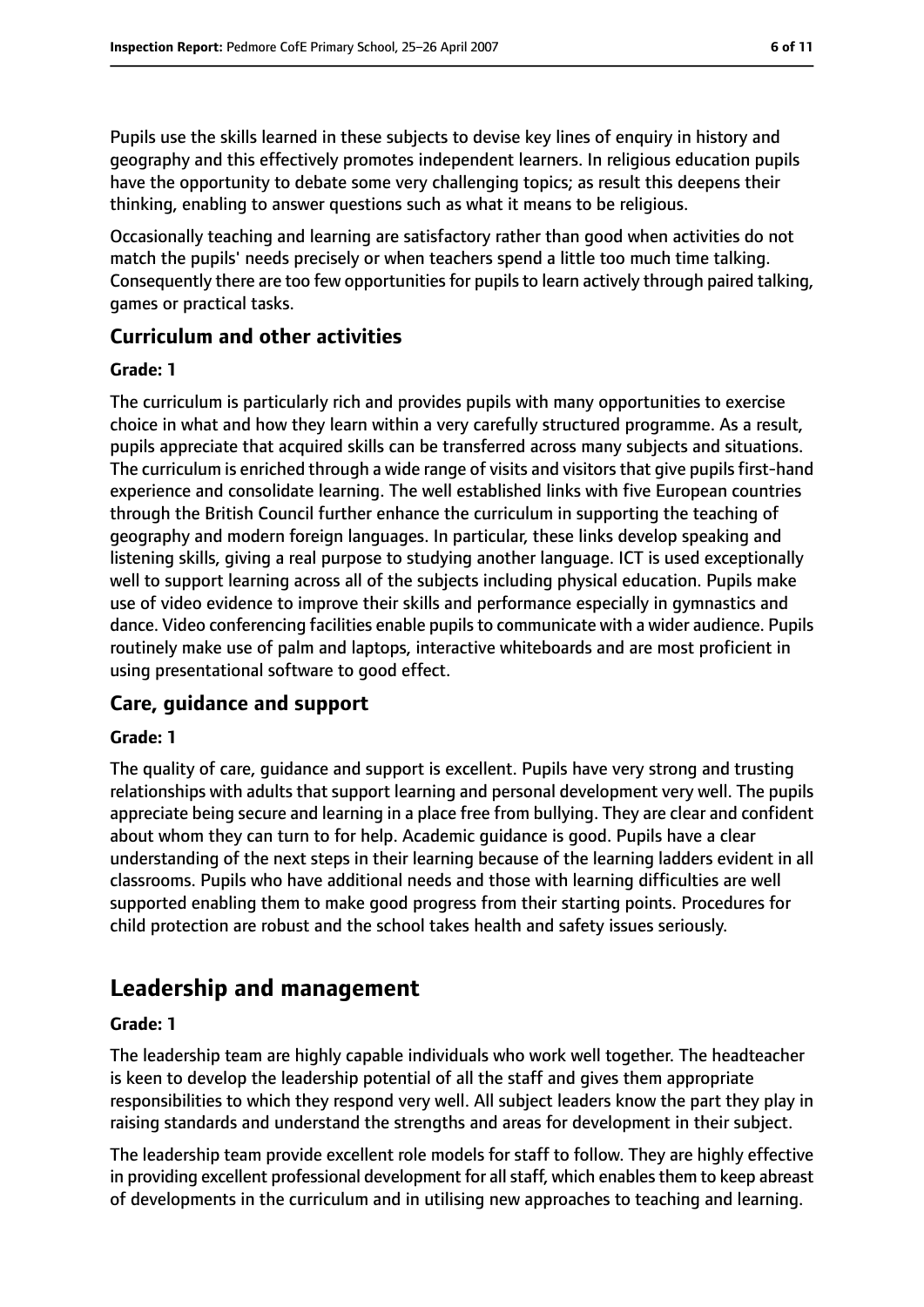Pupils use the skills learned in these subjects to devise key lines of enquiry in history and geography and this effectively promotes independent learners. In religious education pupils have the opportunity to debate some very challenging topics; as result this deepens their thinking, enabling to answer questions such as what it means to be religious.

Occasionally teaching and learning are satisfactory rather than good when activities do not match the pupils' needs precisely or when teachers spend a little too much time talking. Consequently there are too few opportunities for pupils to learn actively through paired talking, games or practical tasks.

### Curriculum and other activities

**Grade: 1**

The curriculum is particularly rich and provides pupils with many opportunities to exercise choice in what and how they learn within a very carefully structured programme. As a result, pupils appreciate that acquired skills can be transferred across many subjects and situations. The curriculum is enriched through a wide range of visits and visitors that give pupils first-hand experience and consolidate learning. The well established links with five European countries through the British Council further enhance the curriculum in supporting the teaching of geography and modern foreign languages. In particular, these links develop speaking and listening skills, giving a real purpose to studying another language. ICT is used exceptionally well to support learning across all of the subjects including physical education. Pupils make use of video evidence to improve their skills and performance especially in gymnastics and dance. Video conferencing facilities enable pupils to communicate with a wider audience. Pupils routinely make use of palm and laptops, interactive whiteboards and are most proficient in using presentational software to good effect.

### Care, guidance and support

**Grade: 1**

The quality of care, guidance and support is excellent. Pupils have very strong and trusting relationships with adults that support learning and personal development very well. The pupils appreciate being secure and learning in a place free from bullying. They are clear and confident about whom they can turn to for help. Academic guidance is good. Pupils have a clear understanding of the next steps in their learning because of the learning ladders evident in all classrooms. Pupils who have additional needs and those with learning difficulties are well supported enabling them to make good progress from their starting points. Procedures for child protection are robust and the school takes health and safety issues seriously.

## Leadership and management

**Grade: 1**

The leadership team are highly capable individuals who work well together. The headteacher is keen to develop the leadership potential of all the staff and gives them appropriate responsibilities to which they respond very well. All subject leaders know the part they play in raising standards and understand the strengths and areas for development in their subject.

The leadership team provide excellent role models for staff to follow. They are highly effective in providing excellent professional development for all staff, which enables them to keep abreast of developments in the curriculum and in utilising new approaches to teaching and learning.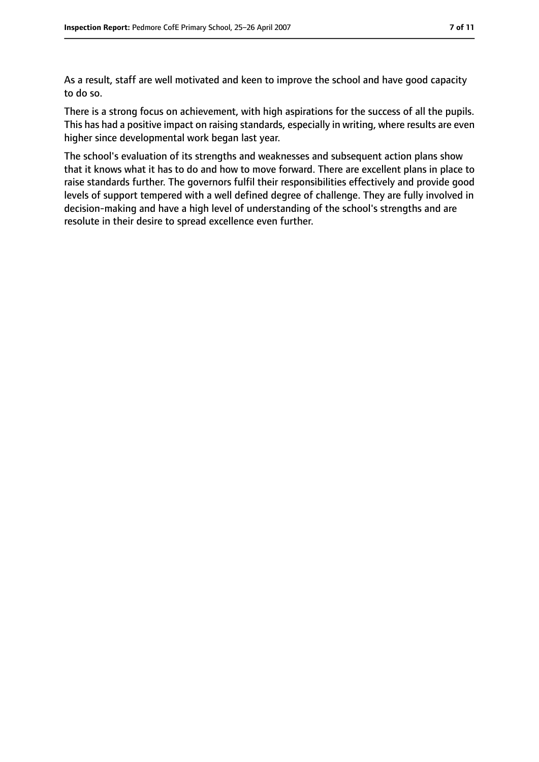As a result, staff are well motivated and keen to improve the school and have good capacity to do so.

There is a strong focus on achievement, with high aspirations for the success of all the pupils. This has had a positive impact on raising standards, especially in writing, where results are even higher since developmental work began last year.

The school's evaluation of its strengths and weaknesses and subsequent action plans show that it knows what it has to do and how to move forward. There are excellent plans in place to raise standards further. The governors fulfil their responsibilities effectively and provide good levels of support tempered with a well defined degree of challenge. They are fully involved in decision-making and have a high level of understanding of the school's strengths and are resolute in their desire to spread excellence even further.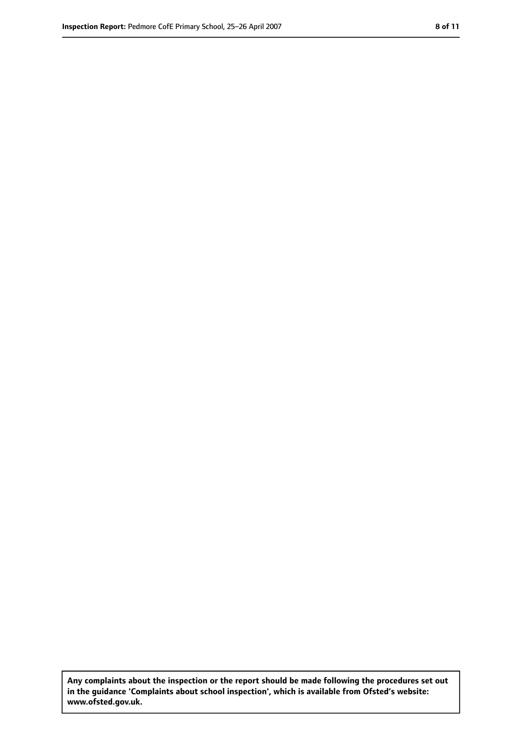**Any complaints about the inspection or the report should be made following the procedures set out in the guidance 'Complaints about school inspection', which is available from Ofsted's website: www.ofsted.gov.uk.**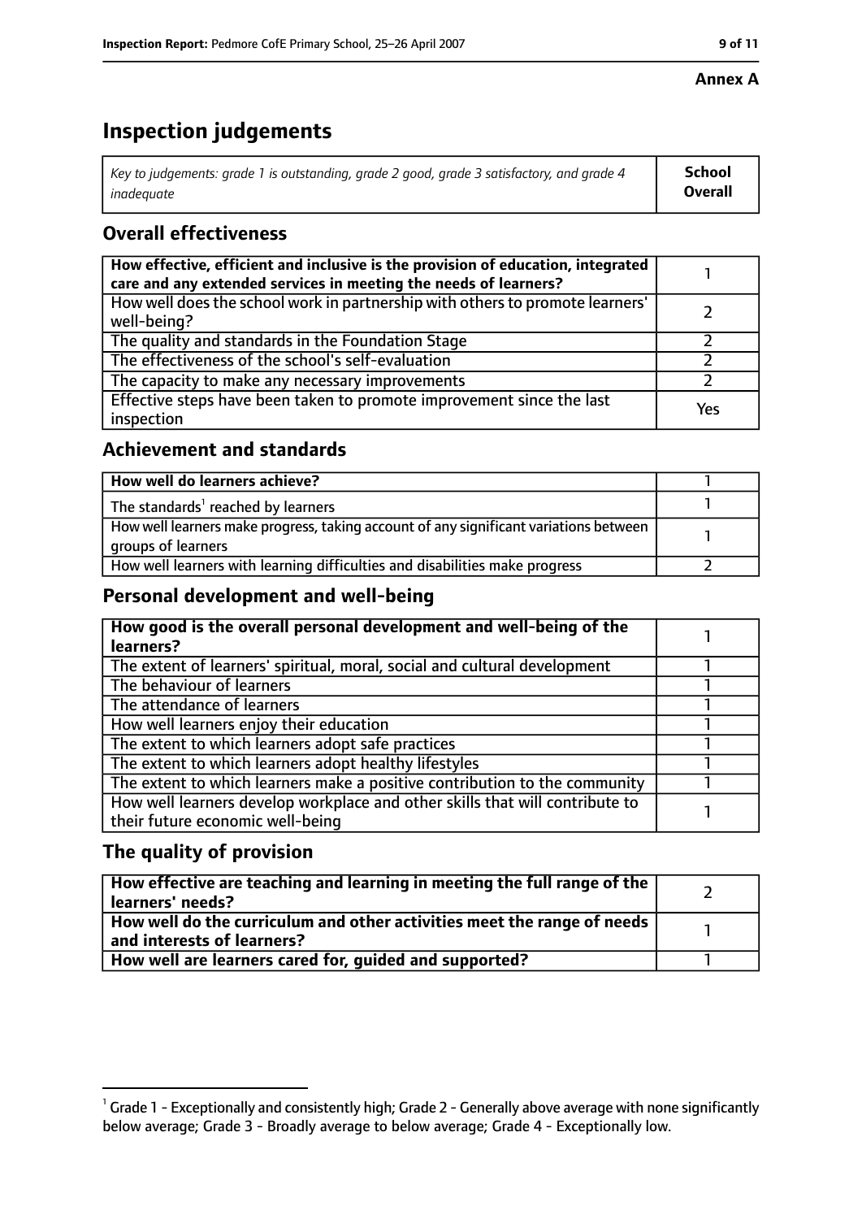**Annex A**

# Inspection judgements

| *Key to judgements: grade 1 is outstanding, grade 2 good, grade 3 satisfactory, and grade 4 inadequate* | **School Overall** |
|---|---|

## Overall effectiveness

| | |
|---|---|
| **How effective, efficient and inclusive is the provision of education, integrated care and any extended services in meeting the needs of learners?** | 1 |
| How well does the school work in partnership with others to promote learners' well-being? | 2 |
| The quality and standards in the Foundation Stage | 2 |
| The effectiveness of the school's self-evaluation | 2 |
| The capacity to make any necessary improvements | 2 |
| Effective steps have been taken to promote improvement since the last inspection | Yes |

## Achievement and standards

| | |
|---|---|
| **How well do learners achieve?** | 1 |
| The standards[1] reached by learners | 1 |
| How well learners make progress, taking account of any significant variations between groups of learners | 1 |
| How well learners with learning difficulties and disabilities make progress | 2 |

## Personal development and well-being

| | |
|---|---|
| **How good is the overall personal development and well-being of the learners?** | 1 |
| The extent of learners' spiritual, moral, social and cultural development | 1 |
| The behaviour of learners | 1 |
| The attendance of learners | 1 |
| How well learners enjoy their education | 1 |
| The extent to which learners adopt safe practices | 1 |
| The extent to which learners adopt healthy lifestyles | 1 |
| The extent to which learners make a positive contribution to the community | 1 |
| How well learners develop workplace and other skills that will contribute to their future economic well-being | 1 |

## The quality of provision

| | |
|---|---|
| **How effective are teaching and learning in meeting the full range of the learners' needs?** | 2 |
| **How well do the curriculum and other activities meet the range of needs and interests of learners?** | 1 |
| **How well are learners cared for, guided and supported?** | 1 |

[1] Grade 1 - Exceptionally and consistently high; Grade 2 - Generally above average with none significantly below average; Grade 3 - Broadly average to below average; Grade 4 - Exceptionally low.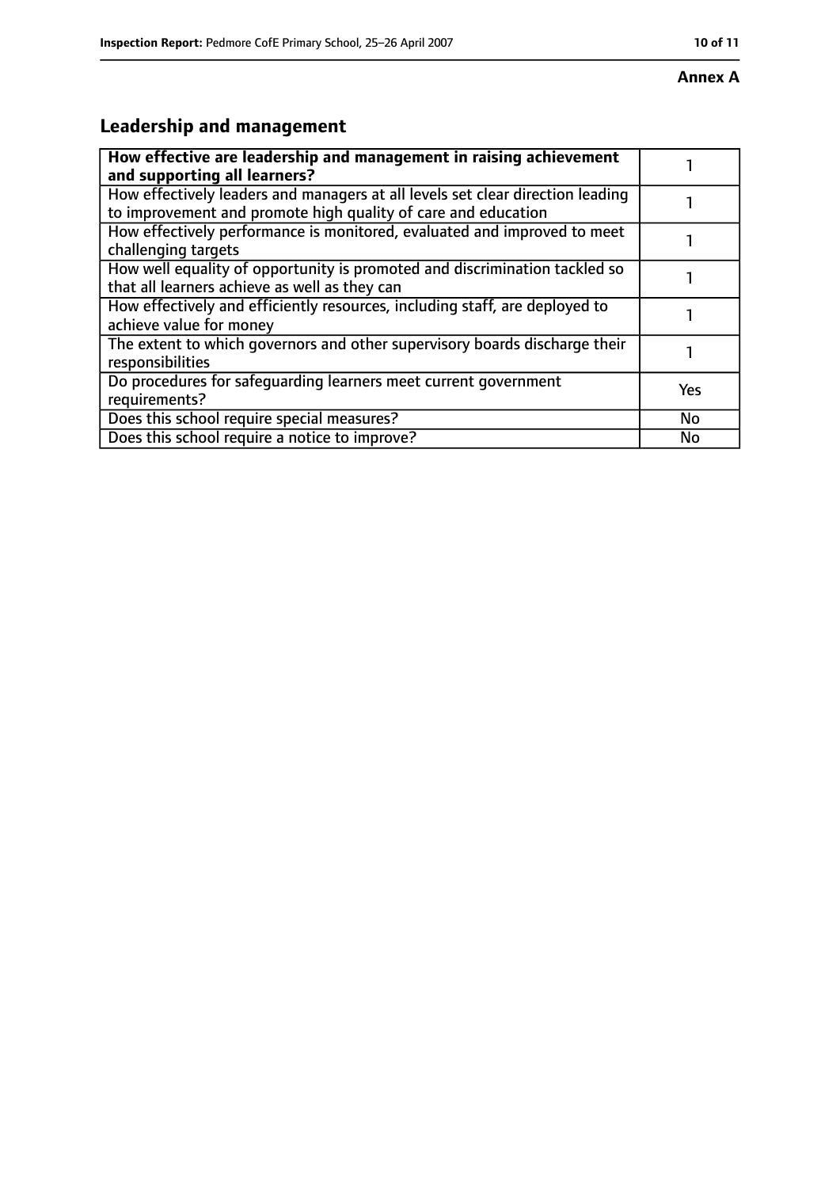**Annex A**

## Leadership and management

| **How effective are leadership and management in raising achievement and supporting all learners?** | 1 |
| --- | --- |
| How effectively leaders and managers at all levels set clear direction leading to improvement and promote high quality of care and education | 1 |
| How effectively performance is monitored, evaluated and improved to meet challenging targets | 1 |
| How well equality of opportunity is promoted and discrimination tackled so that all learners achieve as well as they can | 1 |
| How effectively and efficiently resources, including staff, are deployed to achieve value for money | 1 |
| The extent to which governors and other supervisory boards discharge their responsibilities | 1 |
| Do procedures for safeguarding learners meet current government requirements? | Yes |
| Does this school require special measures? | No |
| Does this school require a notice to improve? | No |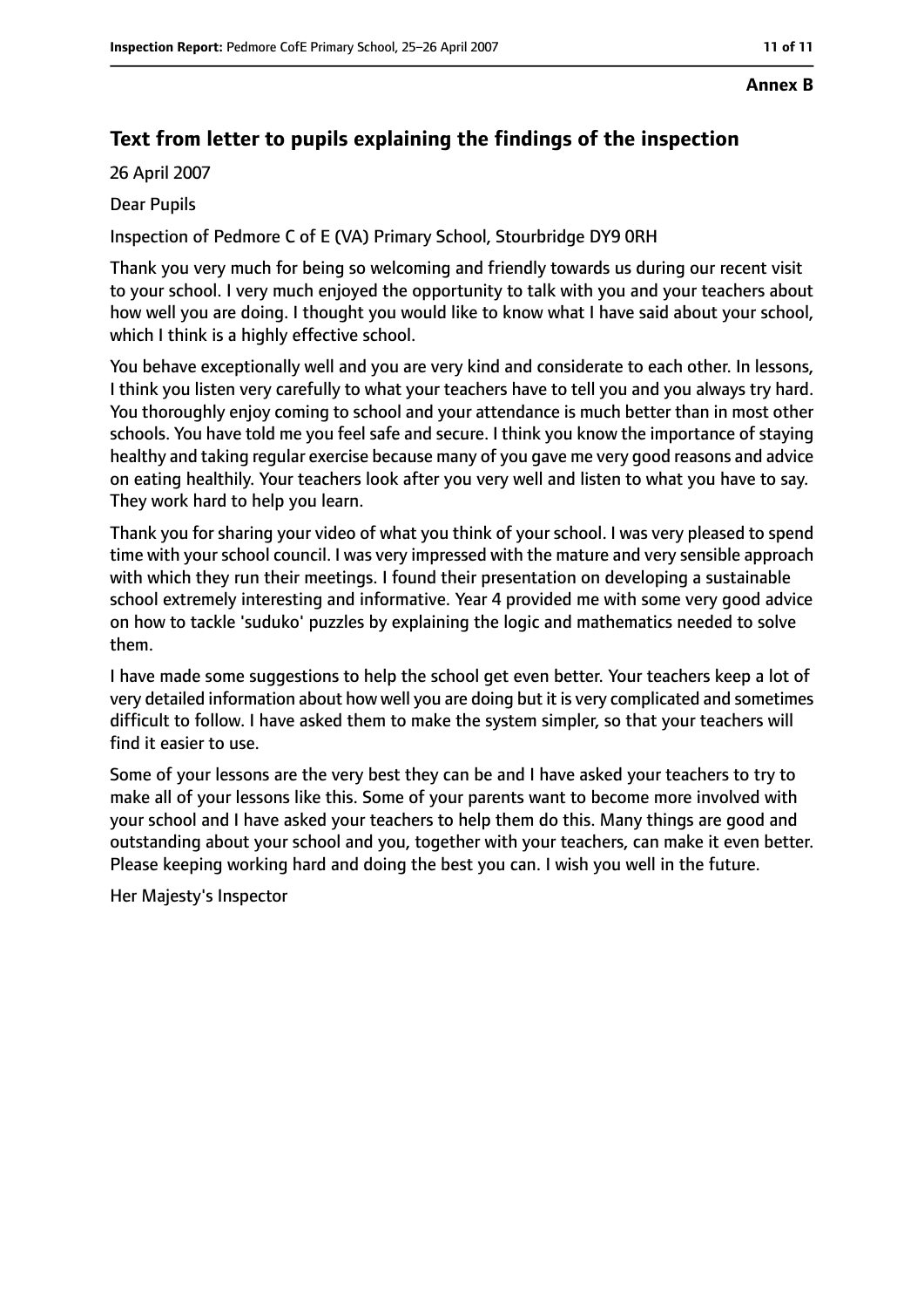**Annex B**

## Text from letter to pupils explaining the findings of the inspection

26 April 2007

Dear Pupils

Inspection of Pedmore C of E (VA) Primary School, Stourbridge DY9 0RH

Thank you very much for being so welcoming and friendly towards us during our recent visit to your school. I very much enjoyed the opportunity to talk with you and your teachers about how well you are doing. I thought you would like to know what I have said about your school, which I think is a highly effective school.

You behave exceptionally well and you are very kind and considerate to each other. In lessons, I think you listen very carefully to what your teachers have to tell you and you always try hard. You thoroughly enjoy coming to school and your attendance is much better than in most other schools. You have told me you feel safe and secure. I think you know the importance of staying healthy and taking regular exercise because many of you gave me very good reasons and advice on eating healthily. Your teachers look after you very well and listen to what you have to say. They work hard to help you learn.

Thank you for sharing your video of what you think of your school. I was very pleased to spend time with your school council. I was very impressed with the mature and very sensible approach with which they run their meetings. I found their presentation on developing a sustainable school extremely interesting and informative. Year 4 provided me with some very good advice on how to tackle 'suduko' puzzles by explaining the logic and mathematics needed to solve them.

I have made some suggestions to help the school get even better. Your teachers keep a lot of very detailed information about how well you are doing but it is very complicated and sometimes difficult to follow. I have asked them to make the system simpler, so that your teachers will find it easier to use.

Some of your lessons are the very best they can be and I have asked your teachers to try to make all of your lessons like this. Some of your parents want to become more involved with your school and I have asked your teachers to help them do this. Many things are good and outstanding about your school and you, together with your teachers, can make it even better. Please keeping working hard and doing the best you can. I wish you well in the future.

Her Majesty's Inspector